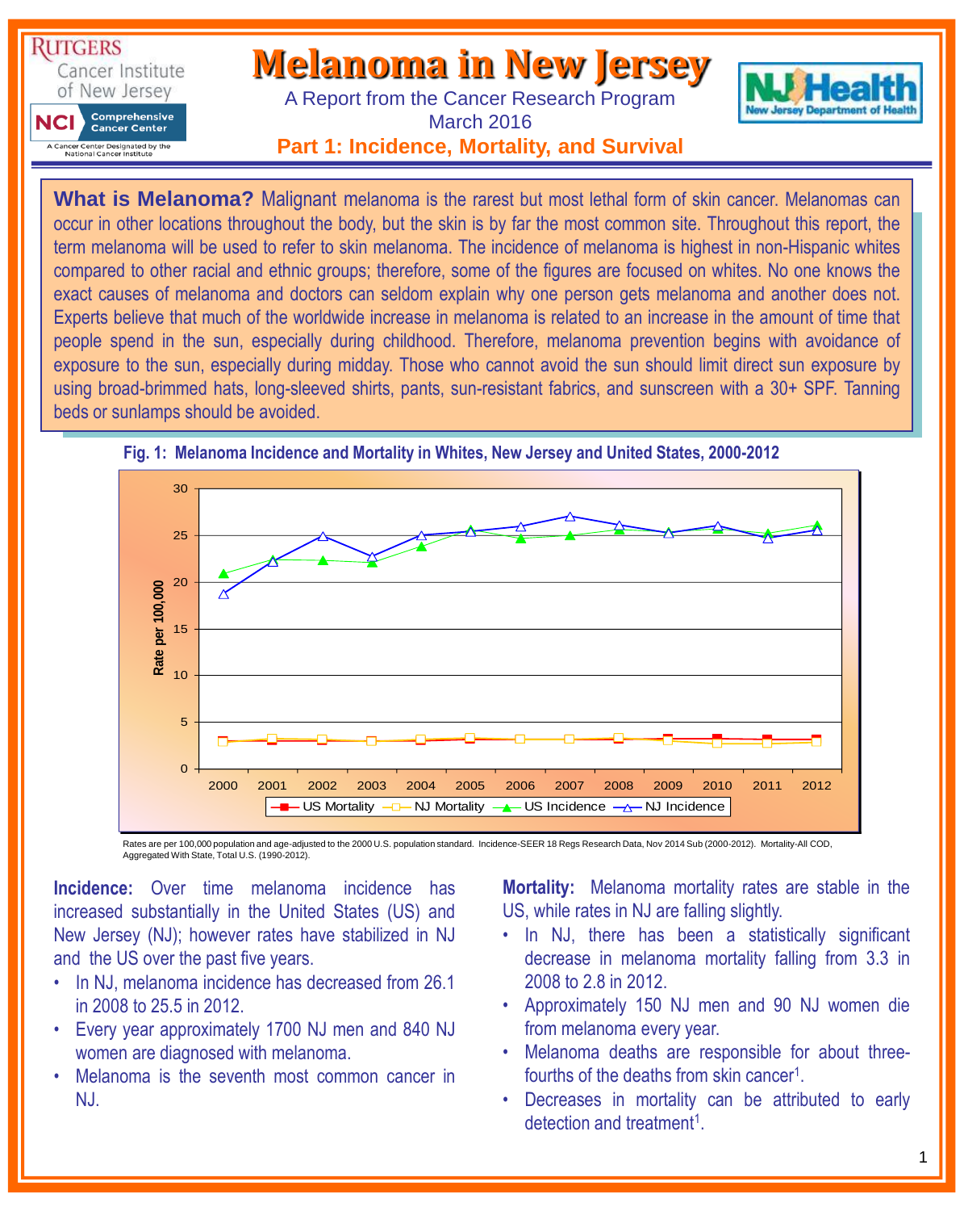Rutgers Cancer Institute of New Jersey

NCI Comprehensive Cancer Center — A Cancer Center Designated by the National Cancer Institute

# Melanoma in New Jersey

A Report from the Cancer Research Program

March 2016

## Part 1: Incidence, Mortality, and Survival

NJ Health — New Jersey Department of Health

**What is Melanoma?** Malignant melanoma is the rarest but most lethal form of skin cancer. Melanomas can occur in other locations throughout the body, but the skin is by far the most common site. Throughout this report, the term melanoma will be used to refer to skin melanoma. The incidence of melanoma is highest in non-Hispanic whites compared to other racial and ethnic groups; therefore, some of the figures are focused on whites. No one knows the exact causes of melanoma and doctors can seldom explain why one person gets melanoma and another does not. Experts believe that much of the worldwide increase in melanoma is related to an increase in the amount of time that people spend in the sun, especially during childhood. Therefore, melanoma prevention begins with avoidance of exposure to the sun, especially during midday. Those who cannot avoid the sun should limit direct sun exposure by using broad-brimmed hats, long-sleeved shirts, pants, sun-resistant fabrics, and sunscreen with a 30+ SPF. Tanning beds or sunlamps should be avoided.

**Fig. 1: Melanoma Incidence and Mortality in Whites, New Jersey and United States, 2000-2012**

Rates are per 100,000 population and age-adjusted to the 2000 U.S. population standard. Incidence-SEER 18 Regs Research Data, Nov 2014 Sub (2000-2012). Mortality-All COD, Aggregated With State, Total U.S. (1990-2012).

**Incidence:** Over time melanoma incidence has increased substantially in the United States (US) and New Jersey (NJ); however rates have stabilized in NJ and the US over the past five years.

- In NJ, melanoma incidence has decreased from 26.1 in 2008 to 25.5 in 2012.
- Every year approximately 1700 NJ men and 840 NJ women are diagnosed with melanoma.
- Melanoma is the seventh most common cancer in NJ.

**Mortality:** Melanoma mortality rates are stable in the US, while rates in NJ are falling slightly.

- In NJ, there has been a statistically significant decrease in melanoma mortality falling from 3.3 in 2008 to 2.8 in 2012.
- Approximately 150 NJ men and 90 NJ women die from melanoma every year.
- Melanoma deaths are responsible for about three-fourths of the deaths from skin cancer[1].
- Decreases in mortality can be attributed to early detection and treatment[1].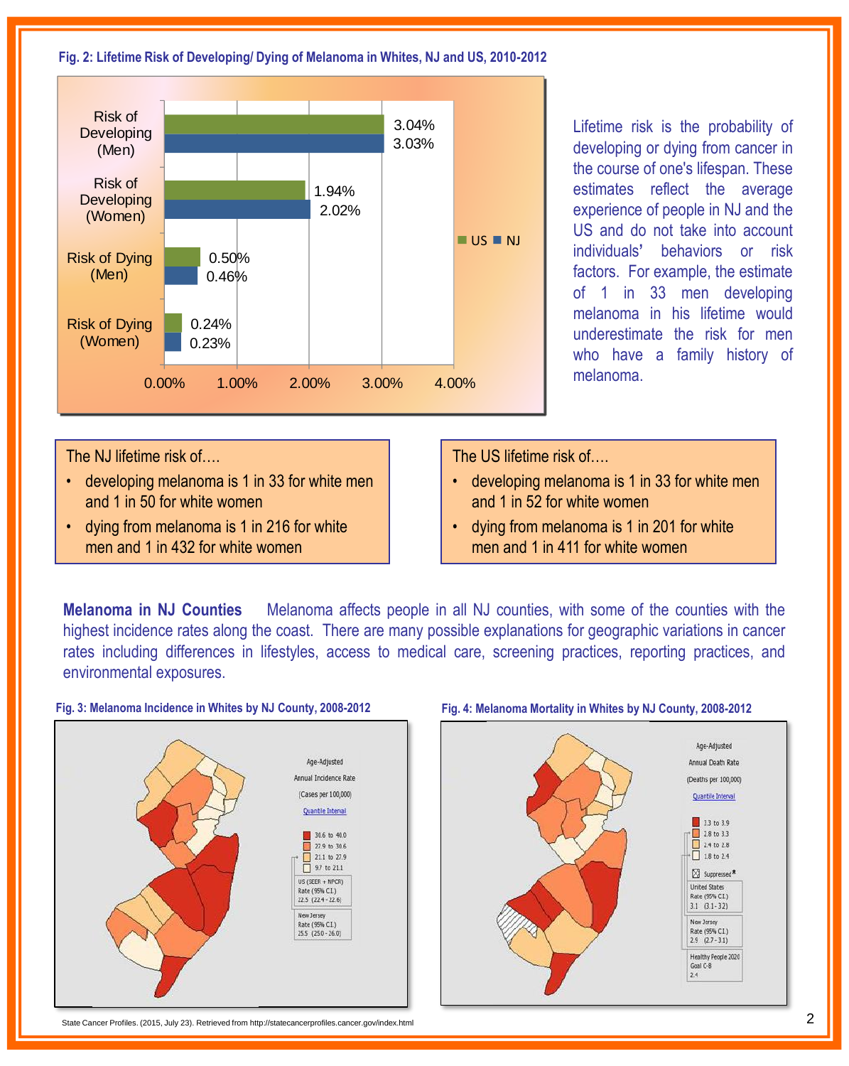**Fig. 2: Lifetime Risk of Developing/ Dying of Melanoma in Whites, NJ and US, 2010-2012**

| | US | NJ |
|---|---|---|
| Risk of Developing (Men) | 3.04% | 3.03% |
| Risk of Developing (Women) | 1.94% | 2.02% |
| Risk of Dying (Men) | 0.50% | 0.46% |
| Risk of Dying (Women) | 0.24% | 0.23% |

Lifetime risk is the probability of developing or dying from cancer in the course of one's lifespan. These estimates reflect the average experience of people in NJ and the US and do not take into account individuals' behaviors or risk factors. For example, the estimate of 1 in 33 men developing melanoma in his lifetime would underestimate the risk for men who have a family history of melanoma.

The NJ lifetime risk of….

- developing melanoma is 1 in 33 for white men and 1 in 50 for white women
- dying from melanoma is 1 in 216 for white men and 1 in 432 for white women

The US lifetime risk of….

- developing melanoma is 1 in 33 for white men and 1 in 52 for white women
- dying from melanoma is 1 in 201 for white men and 1 in 411 for white women

**Melanoma in NJ Counties** Melanoma affects people in all NJ counties, with some of the counties with the highest incidence rates along the coast. There are many possible explanations for geographic variations in cancer rates including differences in lifestyles, access to medical care, screening practices, reporting practices, and environmental exposures.

**Fig. 3: Melanoma Incidence in Whites by NJ County, 2008-2012**

Age-Adjusted Annual Incidence Rate (Cases per 100,000)

Quantile Interval

- 30.6 to 40.0
- 27.9 to 30.6
- 21.1 to 27.9
- 9.7 to 21.1

US (SEER + NPCR) Rate (95% C.I.) 22.5 (22.4 - 22.6)

New Jersey Rate (95% C.I.) 25.5 (25.0 - 26.0)

**Fig. 4: Melanoma Mortality in Whites by NJ County, 2008-2012**

Age-Adjusted Annual Death Rate (Deaths per 100,000)

Quantile Interval

- 3.3 to 3.9
- 2.8 to 3.3
- 2.4 to 2.8
- 1.8 to 2.4
- Suppressed*

United States Rate (95% C.I.) 3.1 (3.1 - 3.2)

New Jersey Rate (95% C.I.) 2.9 (2.7 - 3.1)

Healthy People 2020 Goal C-8 2.4

State Cancer Profiles. (2015, July 23). Retrieved from http://statecancerprofiles.cancer.gov/index.html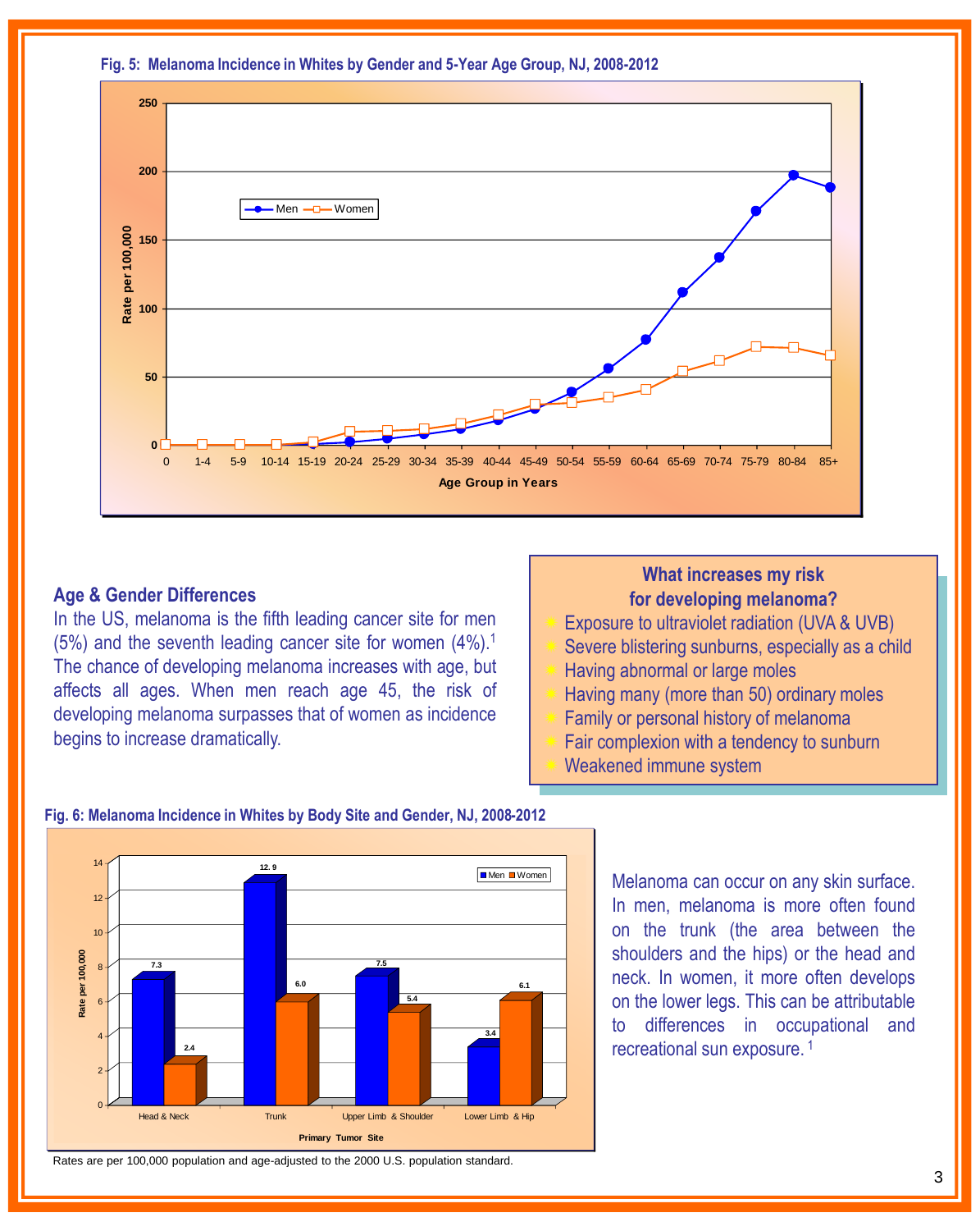**Fig. 5: Melanoma Incidence in Whites by Gender and 5-Year Age Group, NJ, 2008-2012**

## Age & Gender Differences

In the US, melanoma is the fifth leading cancer site for men (5%) and the seventh leading cancer site for women (4%).[1] The chance of developing melanoma increases with age, but affects all ages. When men reach age 45, the risk of developing melanoma surpasses that of women as incidence begins to increase dramatically.

### What increases my risk for developing melanoma?

- Exposure to ultraviolet radiation (UVA & UVB)
- Severe blistering sunburns, especially as a child
- Having abnormal or large moles
- Having many (more than 50) ordinary moles
- Family or personal history of melanoma
- Fair complexion with a tendency to sunburn
- Weakened immune system

**Fig. 6: Melanoma Incidence in Whites by Body Site and Gender, NJ, 2008-2012**

| Primary Tumor Site | Men | Women |
|---|---|---|
| Head & Neck | 7.3 | 2.4 |
| Trunk | 12.9 | 6.0 |
| Upper Limb & Shoulder | 7.5 | 5.4 |
| Lower Limb & Hip | 3.4 | 6.1 |

Rates are per 100,000 population and age-adjusted to the 2000 U.S. population standard.

Melanoma can occur on any skin surface. In men, melanoma is more often found on the trunk (the area between the shoulders and the hips) or the head and neck. In women, it more often develops on the lower legs. This can be attributable to differences in occupational and recreational sun exposure.[1]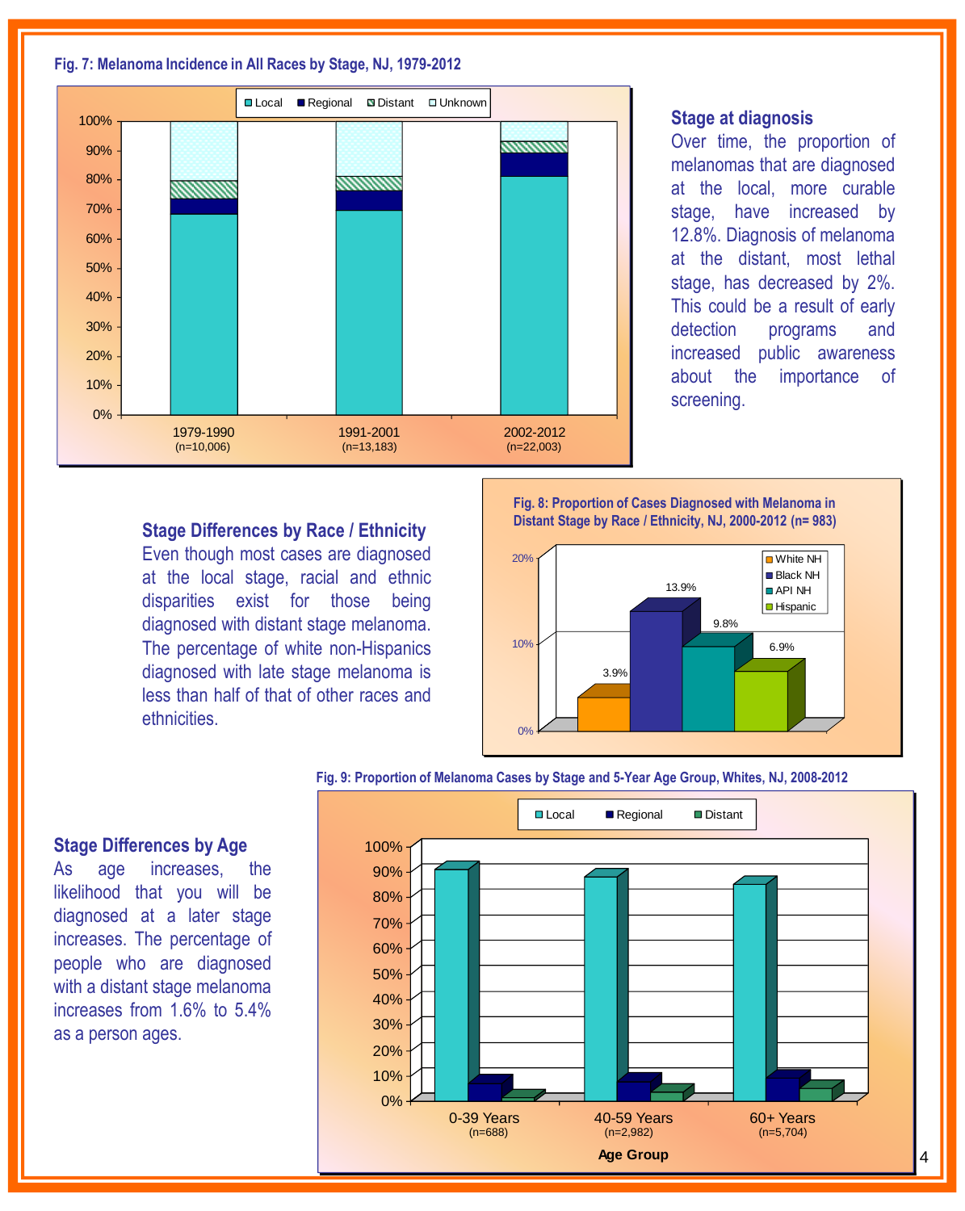**Fig. 7: Melanoma Incidence in All Races by Stage, NJ, 1979-2012**

Local | Regional | Distant | Unknown

100% 90% 80% 70% 60% 50% 40% 30% 20% 10% 0%

1979-1990 (n=10,006) | 1991-2001 (n=13,183) | 2002-2012 (n=22,003)

## Stage at diagnosis

Over time, the proportion of melanomas that are diagnosed at the local, more curable stage, have increased by 12.8%. Diagnosis of melanoma at the distant, most lethal stage, has decreased by 2%. This could be a result of early detection programs and increased public awareness about the importance of screening.

## Stage Differences by Race / Ethnicity

Even though most cases are diagnosed at the local stage, racial and ethnic disparities exist for those being diagnosed with distant stage melanoma. The percentage of white non-Hispanics diagnosed with late stage melanoma is less than half of that of other races and ethnicities.

**Fig. 8: Proportion of Cases Diagnosed with Melanoma in Distant Stage by Race / Ethnicity, NJ, 2000-2012 (n= 983)**

| Race / Ethnicity | Percent |
|---|---|
| White NH | 3.9% |
| Black NH | 13.9% |
| API NH | 9.8% |
| Hispanic | 6.9% |

## Stage Differences by Age

As age increases, the likelihood that you will be diagnosed at a later stage increases. The percentage of people who are diagnosed with a distant stage melanoma increases from 1.6% to 5.4% as a person ages.

**Fig. 9: Proportion of Melanoma Cases by Stage and 5-Year Age Group, Whites, NJ, 2008-2012**

Local | Regional | Distant

100% 90% 80% 70% 60% 50% 40% 30% 20% 10% 0%

0-39 Years (n=688) | 40-59 Years (n=2,982) | 60+ Years (n=5,704)

Age Group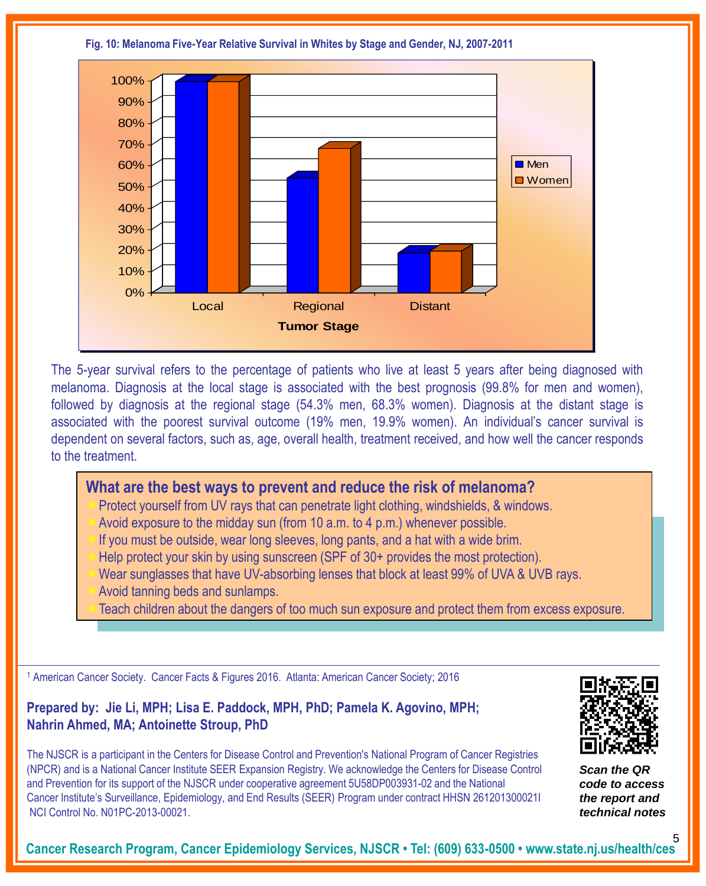**Fig. 10: Melanoma Five-Year Relative Survival in Whites by Stage and Gender, NJ, 2007-2011**

The 5-year survival refers to the percentage of patients who live at least 5 years after being diagnosed with melanoma. Diagnosis at the local stage is associated with the best prognosis (99.8% for men and women), followed by diagnosis at the regional stage (54.3% men, 68.3% women). Diagnosis at the distant stage is associated with the poorest survival outcome (19% men, 19.9% women). An individual's cancer survival is dependent on several factors, such as, age, overall health, treatment received, and how well the cancer responds to the treatment.

## What are the best ways to prevent and reduce the risk of melanoma?

- Protect yourself from UV rays that can penetrate light clothing, windshields, & windows.
- Avoid exposure to the midday sun (from 10 a.m. to 4 p.m.) whenever possible.
- If you must be outside, wear long sleeves, long pants, and a hat with a wide brim.
- Help protect your skin by using sunscreen (SPF of 30+ provides the most protection).
- Wear sunglasses that have UV-absorbing lenses that block at least 99% of UVA & UVB rays.
- Avoid tanning beds and sunlamps.
- Teach children about the dangers of too much sun exposure and protect them from excess exposure.

---

[1] American Cancer Society. Cancer Facts & Figures 2016. Atlanta: American Cancer Society; 2016

**Prepared by: Jie Li, MPH; Lisa E. Paddock, MPH, PhD; Pamela K. Agovino, MPH; Nahrin Ahmed, MA; Antoinette Stroup, PhD**

The NJSCR is a participant in the Centers for Disease Control and Prevention's National Program of Cancer Registries (NPCR) and is a National Cancer Institute SEER Expansion Registry. We acknowledge the Centers for Disease Control and Prevention for its support of the NJSCR under cooperative agreement 5U58DP003931-02 and the National Cancer Institute's Surveillance, Epidemiology, and End Results (SEER) Program under contract HHSN 261201300021I NCI Control No. N01PC-2013-00021.

***Scan the QR code to access the report and technical notes***

**Cancer Research Program, Cancer Epidemiology Services, NJSCR • Tel: (609) 633-0500 • www.state.nj.us/health/ces**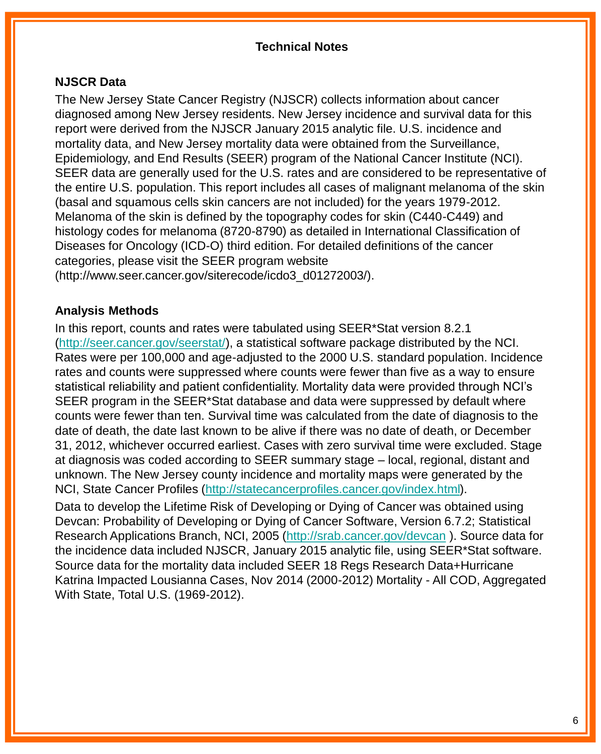# Technical Notes

## NJSCR Data

The New Jersey State Cancer Registry (NJSCR) collects information about cancer diagnosed among New Jersey residents. New Jersey incidence and survival data for this report were derived from the NJSCR January 2015 analytic file. U.S. incidence and mortality data, and New Jersey mortality data were obtained from the Surveillance, Epidemiology, and End Results (SEER) program of the National Cancer Institute (NCI). SEER data are generally used for the U.S. rates and are considered to be representative of the entire U.S. population. This report includes all cases of malignant melanoma of the skin (basal and squamous cells skin cancers are not included) for the years 1979-2012. Melanoma of the skin is defined by the topography codes for skin (C440-C449) and histology codes for melanoma (8720-8790) as detailed in International Classification of Diseases for Oncology (ICD-O) third edition. For detailed definitions of the cancer categories, please visit the SEER program website (http://www.seer.cancer.gov/siterecode/icdo3_d01272003/).

## Analysis Methods

In this report, counts and rates were tabulated using SEER*Stat version 8.2.1 (http://seer.cancer.gov/seerstat/), a statistical software package distributed by the NCI. Rates were per 100,000 and age-adjusted to the 2000 U.S. standard population. Incidence rates and counts were suppressed where counts were fewer than five as a way to ensure statistical reliability and patient confidentiality. Mortality data were provided through NCI's SEER program in the SEER*Stat database and data were suppressed by default where counts were fewer than ten. Survival time was calculated from the date of diagnosis to the date of death, the date last known to be alive if there was no date of death, or December 31, 2012, whichever occurred earliest. Cases with zero survival time were excluded. Stage at diagnosis was coded according to SEER summary stage – local, regional, distant and unknown. The New Jersey county incidence and mortality maps were generated by the NCI, State Cancer Profiles (http://statecancerprofiles.cancer.gov/index.html).

Data to develop the Lifetime Risk of Developing or Dying of Cancer was obtained using Devcan: Probability of Developing or Dying of Cancer Software, Version 6.7.2; Statistical Research Applications Branch, NCI, 2005 (http://srab.cancer.gov/devcan ). Source data for the incidence data included NJSCR, January 2015 analytic file, using SEER*Stat software. Source data for the mortality data included SEER 18 Regs Research Data+Hurricane Katrina Impacted Lousianna Cases, Nov 2014 (2000-2012) Mortality - All COD, Aggregated With State, Total U.S. (1969-2012).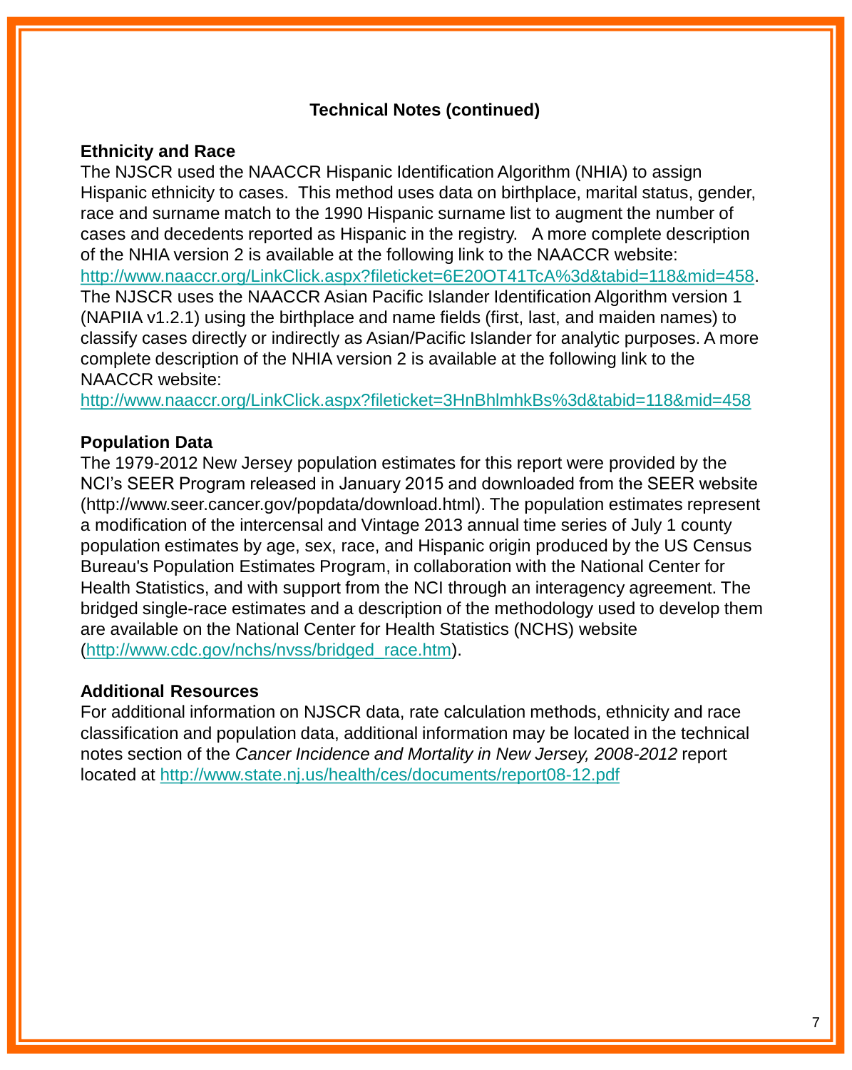## Technical Notes (continued)

### Ethnicity and Race

The NJSCR used the NAACCR Hispanic Identification Algorithm (NHIA) to assign Hispanic ethnicity to cases. This method uses data on birthplace, marital status, gender, race and surname match to the 1990 Hispanic surname list to augment the number of cases and decedents reported as Hispanic in the registry. A more complete description of the NHIA version 2 is available at the following link to the NAACCR website: http://www.naaccr.org/LinkClick.aspx?fileticket=6E20OT41TcA%3d&tabid=118&mid=458. The NJSCR uses the NAACCR Asian Pacific Islander Identification Algorithm version 1 (NAPIIA v1.2.1) using the birthplace and name fields (first, last, and maiden names) to classify cases directly or indirectly as Asian/Pacific Islander for analytic purposes. A more complete description of the NHIA version 2 is available at the following link to the NAACCR website: http://www.naaccr.org/LinkClick.aspx?fileticket=3HnBhlmhkBs%3d&tabid=118&mid=458

### Population Data

The 1979-2012 New Jersey population estimates for this report were provided by the NCI's SEER Program released in January 2015 and downloaded from the SEER website (http://www.seer.cancer.gov/popdata/download.html). The population estimates represent a modification of the intercensal and Vintage 2013 annual time series of July 1 county population estimates by age, sex, race, and Hispanic origin produced by the US Census Bureau's Population Estimates Program, in collaboration with the National Center for Health Statistics, and with support from the NCI through an interagency agreement. The bridged single-race estimates and a description of the methodology used to develop them are available on the National Center for Health Statistics (NCHS) website (http://www.cdc.gov/nchs/nvss/bridged_race.htm).

### Additional Resources

For additional information on NJSCR data, rate calculation methods, ethnicity and race classification and population data, additional information may be located in the technical notes section of the *Cancer Incidence and Mortality in New Jersey, 2008-2012* report located at http://www.state.nj.us/health/ces/documents/report08-12.pdf